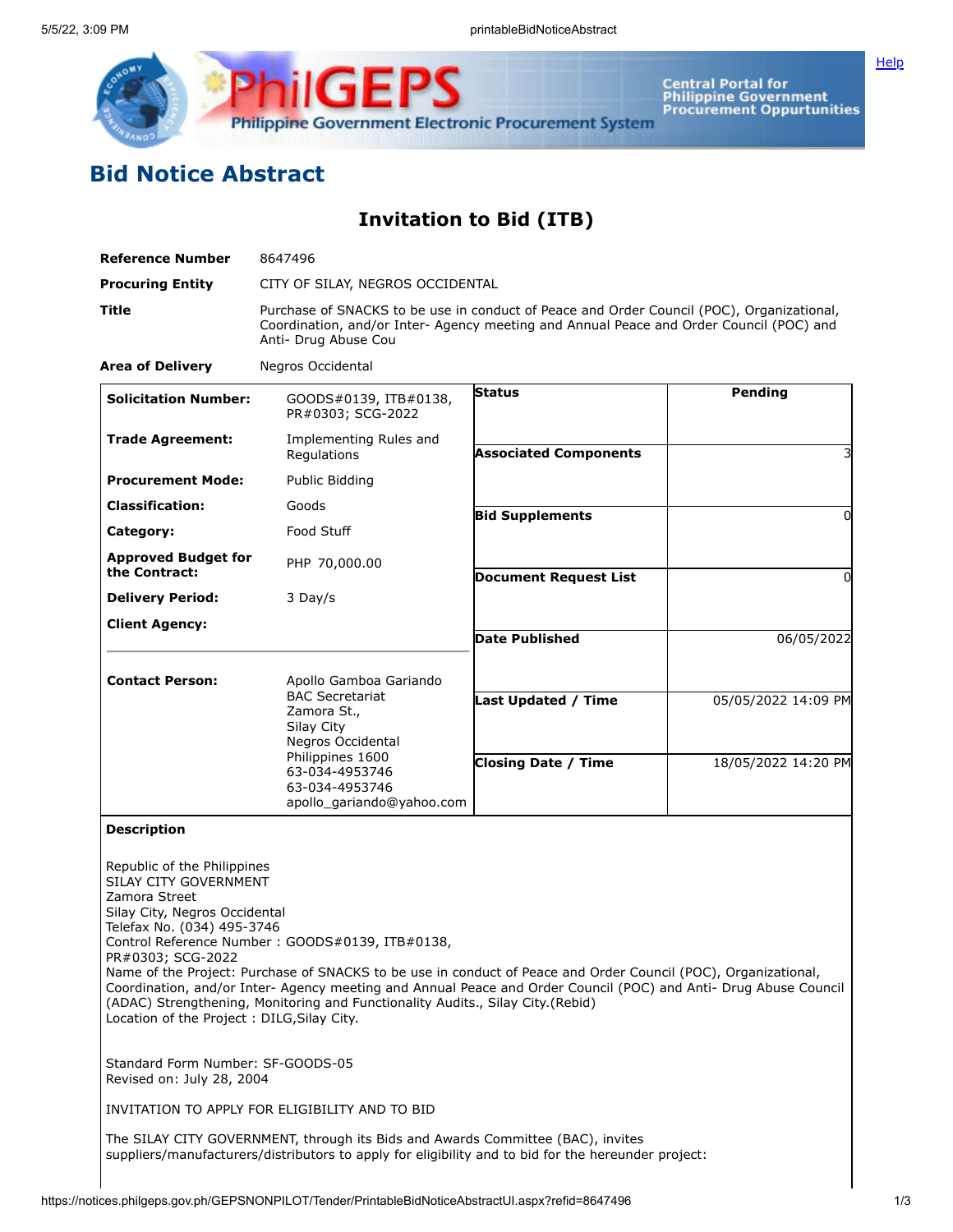# Bid Notice Abstract

## Invitation to Bid (ITB)

| | |
|---|---|
| **Reference Number** | 8647496 |
| **Procuring Entity** | CITY OF SILAY, NEGROS OCCIDENTAL |
| **Title** | Purchase of SNACKS to be use in conduct of Peace and Order Council (POC), Organizational, Coordination, and/or Inter- Agency meeting and Annual Peace and Order Council (POC) and Anti- Drug Abuse Cou |
| **Area of Delivery** | Negros Occidental |

| | | | |
|---|---|---|---|
| **Solicitation Number:** | GOODS#0139, ITB#0138, PR#0303; SCG-2022 | **Status** | Pending |
| **Trade Agreement:** | Implementing Rules and Regulations | **Associated Components** | 3 |
| **Procurement Mode:** | Public Bidding | | |
| **Classification:** | Goods | **Bid Supplements** | 0 |
| **Category:** | Food Stuff | | |
| **Approved Budget for the Contract:** | PHP 70,000.00 | **Document Request List** | 0 |
| **Delivery Period:** | 3 Day/s | | |
| **Client Agency:** | | **Date Published** | 06/05/2022 |
| **Contact Person:** | Apollo Gamboa Gariando<br>BAC Secretariat<br>Zamora St.,<br>Silay City<br>Negros Occidental<br>Philippines 1600<br>63-034-4953746<br>63-034-4953746<br>apollo_gariando@yahoo.com | **Last Updated / Time** | 05/05/2022 14:09 PM |
| | | **Closing Date / Time** | 18/05/2022 14:20 PM |

**Description**

Republic of the Philippines
SILAY CITY GOVERNMENT
Zamora Street
Silay City, Negros Occidental
Telefax No. (034) 495-3746
Control Reference Number : GOODS#0139, ITB#0138,
PR#0303; SCG-2022
Name of the Project: Purchase of SNACKS to be use in conduct of Peace and Order Council (POC), Organizational, Coordination, and/or Inter- Agency meeting and Annual Peace and Order Council (POC) and Anti- Drug Abuse Council (ADAC) Strengthening, Monitoring and Functionality Audits., Silay City.(Rebid)
Location of the Project : DILG,Silay City.

Standard Form Number: SF-GOODS-05
Revised on: July 28, 2004

INVITATION TO APPLY FOR ELIGIBILITY AND TO BID

The SILAY CITY GOVERNMENT, through its Bids and Awards Committee (BAC), invites suppliers/manufacturers/distributors to apply for eligibility and to bid for the hereunder project: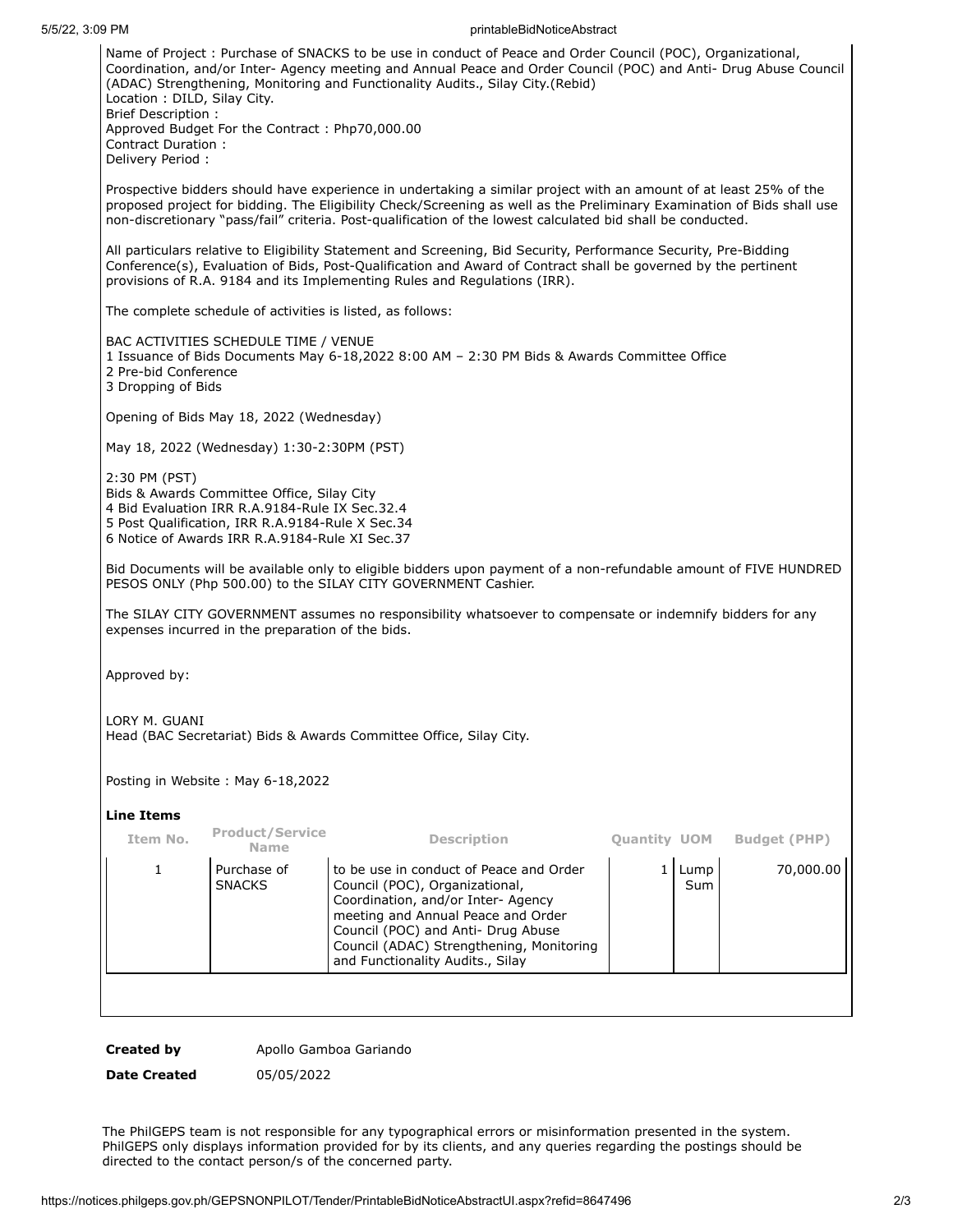Name of Project : Purchase of SNACKS to be use in conduct of Peace and Order Council (POC), Organizational, Coordination, and/or Inter- Agency meeting and Annual Peace and Order Council (POC) and Anti- Drug Abuse Council (ADAC) Strengthening, Monitoring and Functionality Audits., Silay City.(Rebid)
Location : DILD, Silay City.
Brief Description :
Approved Budget For the Contract : Php70,000.00
Contract Duration :
Delivery Period :

Prospective bidders should have experience in undertaking a similar project with an amount of at least 25% of the proposed project for bidding. The Eligibility Check/Screening as well as the Preliminary Examination of Bids shall use non-discretionary "pass/fail" criteria. Post-qualification of the lowest calculated bid shall be conducted.

All particulars relative to Eligibility Statement and Screening, Bid Security, Performance Security, Pre-Bidding Conference(s), Evaluation of Bids, Post-Qualification and Award of Contract shall be governed by the pertinent provisions of R.A. 9184 and its Implementing Rules and Regulations (IRR).

The complete schedule of activities is listed, as follows:

BAC ACTIVITIES SCHEDULE TIME / VENUE
1 Issuance of Bids Documents May 6-18,2022 8:00 AM – 2:30 PM Bids & Awards Committee Office
2 Pre-bid Conference
3 Dropping of Bids

Opening of Bids May 18, 2022 (Wednesday)

May 18, 2022 (Wednesday) 1:30-2:30PM (PST)

2:30 PM (PST)
Bids & Awards Committee Office, Silay City
4 Bid Evaluation IRR R.A.9184-Rule IX Sec.32.4
5 Post Qualification, IRR R.A.9184-Rule X Sec.34
6 Notice of Awards IRR R.A.9184-Rule XI Sec.37

Bid Documents will be available only to eligible bidders upon payment of a non-refundable amount of FIVE HUNDRED PESOS ONLY (Php 500.00) to the SILAY CITY GOVERNMENT Cashier.

The SILAY CITY GOVERNMENT assumes no responsibility whatsoever to compensate or indemnify bidders for any expenses incurred in the preparation of the bids.

Approved by:

LORY M. GUANI
Head (BAC Secretariat) Bids & Awards Committee Office, Silay City.

Posting in Website : May 6-18,2022

**Line Items**

| Item No. | Product/Service Name | Description | Quantity | UOM | Budget (PHP) |
|---|---|---|---|---|---|
| 1 | Purchase of SNACKS | to be use in conduct of Peace and Order Council (POC), Organizational, Coordination, and/or Inter- Agency meeting and Annual Peace and Order Council (POC) and Anti- Drug Abuse Council (ADAC) Strengthening, Monitoring and Functionality Audits., Silay | 1 | Lump Sum | 70,000.00 |

**Created by** Apollo Gamboa Gariando

**Date Created** 05/05/2022

The PhilGEPS team is not responsible for any typographical errors or misinformation presented in the system. PhilGEPS only displays information provided for by its clients, and any queries regarding the postings should be directed to the contact person/s of the concerned party.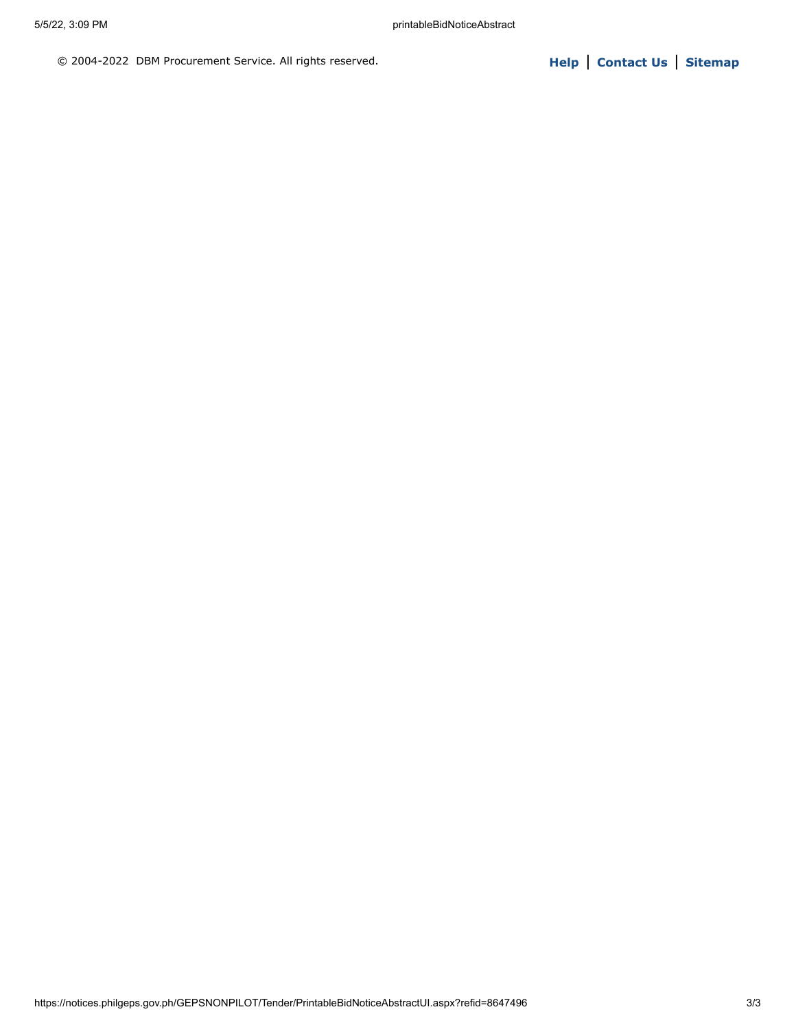© 2004-2022 DBM Procurement Service. All rights reserved.

**Help** | **Contact Us** | **Sitemap**